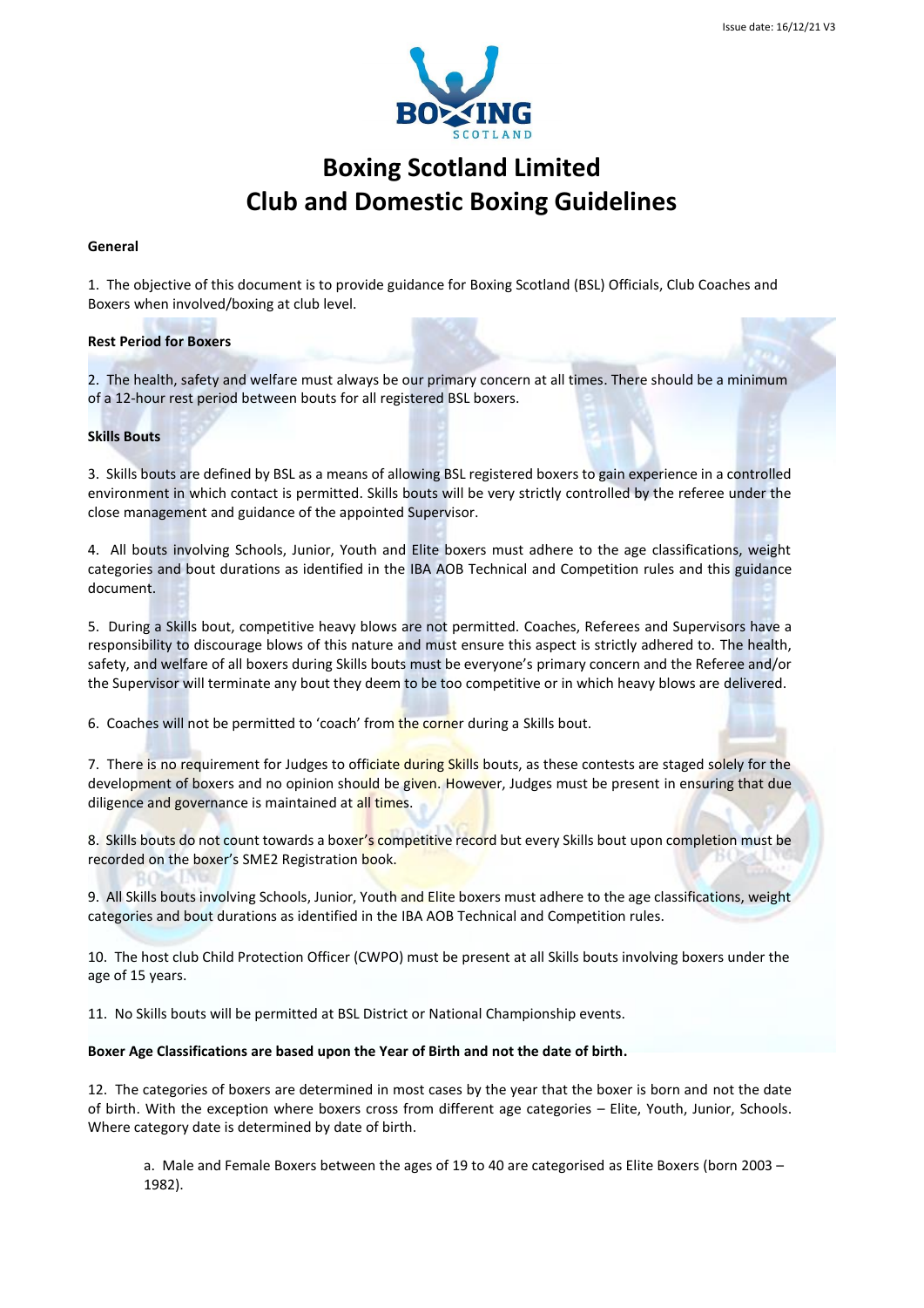Issue date: 16/12/21 V3

# Boxing Scotland Limited
# Club and Domestic Boxing Guidelines

**General**

1. The objective of this document is to provide guidance for Boxing Scotland (BSL) Officials, Club Coaches and Boxers when involved/boxing at club level.

**Rest Period for Boxers**

2. The health, safety and welfare must always be our primary concern at all times. There should be a minimum of a 12-hour rest period between bouts for all registered BSL boxers.

**Skills Bouts**

3. Skills bouts are defined by BSL as a means of allowing BSL registered boxers to gain experience in a controlled environment in which contact is permitted. Skills bouts will be very strictly controlled by the referee under the close management and guidance of the appointed Supervisor.

4. All bouts involving Schools, Junior, Youth and Elite boxers must adhere to the age classifications, weight categories and bout durations as identified in the IBA AOB Technical and Competition rules and this guidance document.

5. During a Skills bout, competitive heavy blows are not permitted. Coaches, Referees and Supervisors have a responsibility to discourage blows of this nature and must ensure this aspect is strictly adhered to. The health, safety, and welfare of all boxers during Skills bouts must be everyone's primary concern and the Referee and/or the Supervisor will terminate any bout they deem to be too competitive or in which heavy blows are delivered.

6. Coaches will not be permitted to 'coach' from the corner during a Skills bout.

7. There is no requirement for Judges to officiate during Skills bouts, as these contests are staged solely for the development of boxers and no opinion should be given. However, Judges must be present in ensuring that due diligence and governance is maintained at all times.

8. Skills bouts do not count towards a boxer's competitive record but every Skills bout upon completion must be recorded on the boxer's SME2 Registration book.

9. All Skills bouts involving Schools, Junior, Youth and Elite boxers must adhere to the age classifications, weight categories and bout durations as identified in the IBA AOB Technical and Competition rules.

10. The host club Child Protection Officer (CWPO) must be present at all Skills bouts involving boxers under the age of 15 years.

11. No Skills bouts will be permitted at BSL District or National Championship events.

**Boxer Age Classifications are based upon the Year of Birth and not the date of birth.**

12. The categories of boxers are determined in most cases by the year that the boxer is born and not the date of birth. With the exception where boxers cross from different age categories – Elite, Youth, Junior, Schools. Where category date is determined by date of birth.

   a. Male and Female Boxers between the ages of 19 to 40 are categorised as Elite Boxers (born 2003 – 1982).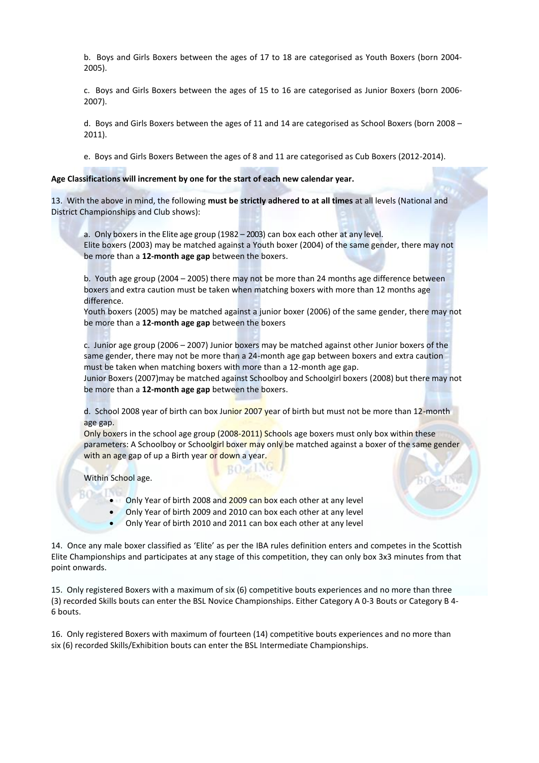b. Boys and Girls Boxers between the ages of 17 to 18 are categorised as Youth Boxers (born 2004-2005).

c. Boys and Girls Boxers between the ages of 15 to 16 are categorised as Junior Boxers (born 2006-2007).

d. Boys and Girls Boxers between the ages of 11 and 14 are categorised as School Boxers (born 2008 – 2011).

e. Boys and Girls Boxers Between the ages of 8 and 11 are categorised as Cub Boxers (2012-2014).

**Age Classifications will increment by one for the start of each new calendar year.**

13. With the above in mind, the following **must be strictly adhered to at all times** at all levels (National and District Championships and Club shows):

a. Only boxers in the Elite age group (1982 – 2003) can box each other at any level.
Elite boxers (2003) may be matched against a Youth boxer (2004) of the same gender, there may not be more than a **12-month age gap** between the boxers.

b. Youth age group (2004 – 2005) there may not be more than 24 months age difference between boxers and extra caution must be taken when matching boxers with more than 12 months age difference.
Youth boxers (2005) may be matched against a junior boxer (2006) of the same gender, there may not be more than a **12-month age gap** between the boxers

c. Junior age group (2006 – 2007) Junior boxers may be matched against other Junior boxers of the same gender, there may not be more than a 24-month age gap between boxers and extra caution must be taken when matching boxers with more than a 12-month age gap.
Junior Boxers (2007)may be matched against Schoolboy and Schoolgirl boxers (2008) but there may not be more than a **12-month age gap** between the boxers.

d. School 2008 year of birth can box Junior 2007 year of birth but must not be more than 12-month age gap.
Only boxers in the school age group (2008-2011) Schools age boxers must only box within these parameters: A Schoolboy or Schoolgirl boxer may only be matched against a boxer of the same gender with an age gap of up a Birth year or down a year.

Within School age.

- Only Year of birth 2008 and 2009 can box each other at any level
- Only Year of birth 2009 and 2010 can box each other at any level
- Only Year of birth 2010 and 2011 can box each other at any level

14. Once any male boxer classified as 'Elite' as per the IBA rules definition enters and competes in the Scottish Elite Championships and participates at any stage of this competition, they can only box 3x3 minutes from that point onwards.

15. Only registered Boxers with a maximum of six (6) competitive bouts experiences and no more than three (3) recorded Skills bouts can enter the BSL Novice Championships. Either Category A 0-3 Bouts or Category B 4-6 bouts.

16. Only registered Boxers with maximum of fourteen (14) competitive bouts experiences and no more than six (6) recorded Skills/Exhibition bouts can enter the BSL Intermediate Championships.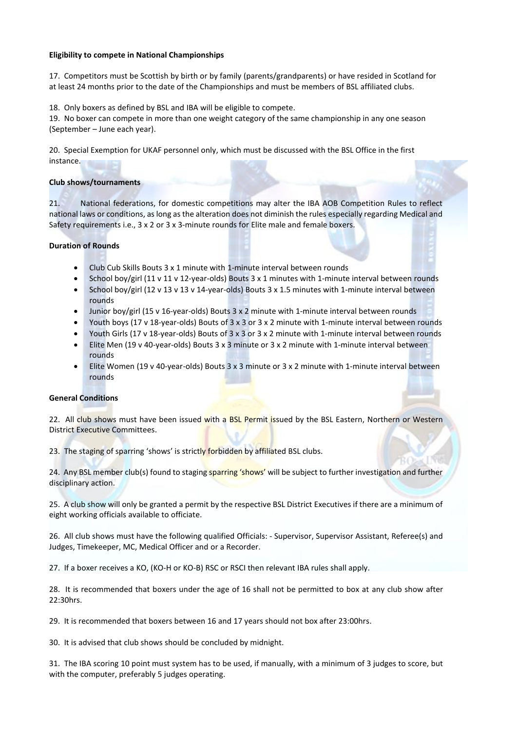**Eligibility to compete in National Championships**

17. Competitors must be Scottish by birth or by family (parents/grandparents) or have resided in Scotland for at least 24 months prior to the date of the Championships and must be members of BSL affiliated clubs.

18. Only boxers as defined by BSL and IBA will be eligible to compete.

19. No boxer can compete in more than one weight category of the same championship in any one season (September – June each year).

20. Special Exemption for UKAF personnel only, which must be discussed with the BSL Office in the first instance.

**Club shows/tournaments**

21. National federations, for domestic competitions may alter the IBA AOB Competition Rules to reflect national laws or conditions, as long as the alteration does not diminish the rules especially regarding Medical and Safety requirements i.e., 3 x 2 or 3 x 3-minute rounds for Elite male and female boxers.

**Duration of Rounds**

- Club Cub Skills Bouts 3 x 1 minute with 1-minute interval between rounds
- School boy/girl (11 v 11 v 12-year-olds) Bouts 3 x 1 minutes with 1-minute interval between rounds
- School boy/girl (12 v 13 v 13 v 14-year-olds) Bouts 3 x 1.5 minutes with 1-minute interval between rounds
- Junior boy/girl (15 v 16-year-olds) Bouts 3 x 2 minute with 1-minute interval between rounds
- Youth boys (17 v 18-year-olds) Bouts of 3 x 3 or 3 x 2 minute with 1-minute interval between rounds
- Youth Girls (17 v 18-year-olds) Bouts of 3 x 3 or 3 x 2 minute with 1-minute interval between rounds
- Elite Men (19 v 40-year-olds) Bouts 3 x 3 minute or 3 x 2 minute with 1-minute interval between rounds
- Elite Women (19 v 40-year-olds) Bouts 3 x 3 minute or 3 x 2 minute with 1-minute interval between rounds

**General Conditions**

22. All club shows must have been issued with a BSL Permit issued by the BSL Eastern, Northern or Western District Executive Committees.

23. The staging of sparring 'shows' is strictly forbidden by affiliated BSL clubs.

24. Any BSL member club(s) found to staging sparring 'shows' will be subject to further investigation and further disciplinary action.

25. A club show will only be granted a permit by the respective BSL District Executives if there are a minimum of eight working officials available to officiate.

26. All club shows must have the following qualified Officials: - Supervisor, Supervisor Assistant, Referee(s) and Judges, Timekeeper, MC, Medical Officer and or a Recorder.

27. If a boxer receives a KO, (KO-H or KO-B) RSC or RSCI then relevant IBA rules shall apply.

28. It is recommended that boxers under the age of 16 shall not be permitted to box at any club show after 22:30hrs.

29. It is recommended that boxers between 16 and 17 years should not box after 23:00hrs.

30. It is advised that club shows should be concluded by midnight.

31. The IBA scoring 10 point must system has to be used, if manually, with a minimum of 3 judges to score, but with the computer, preferably 5 judges operating.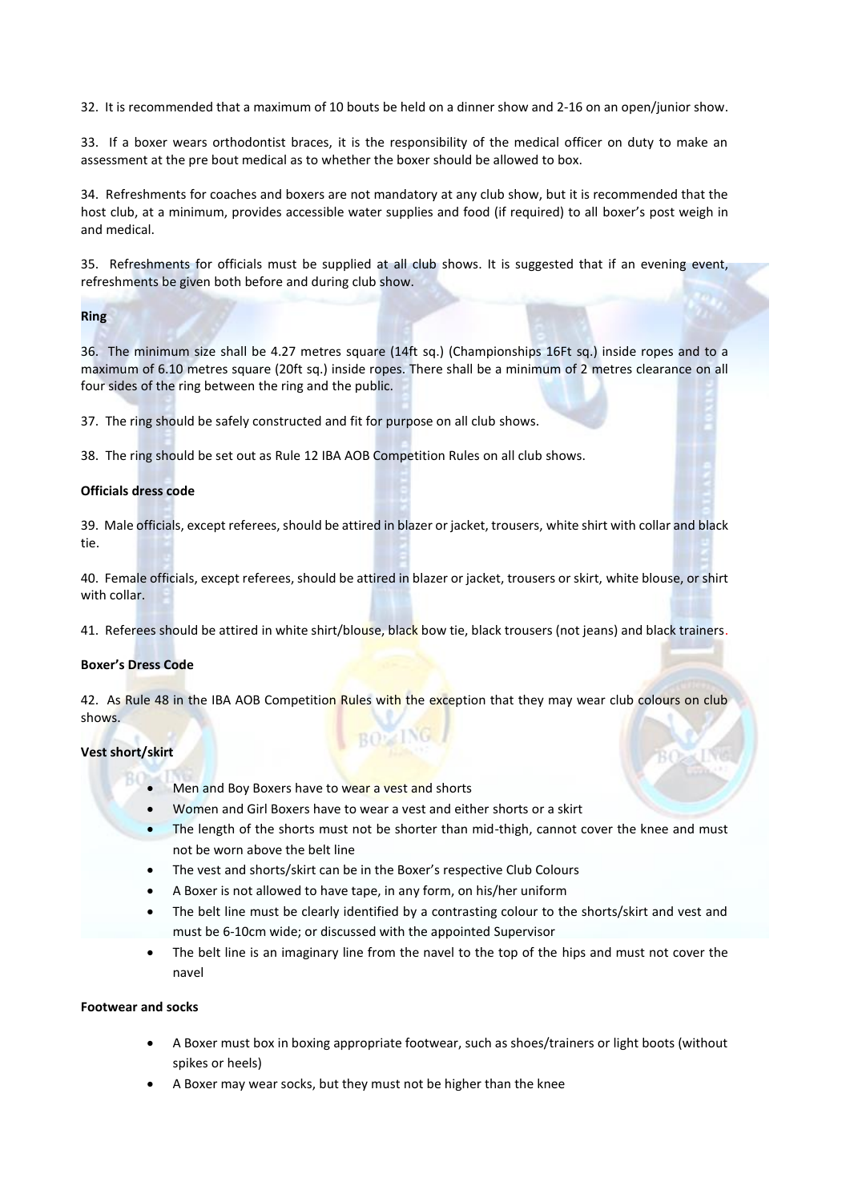32. It is recommended that a maximum of 10 bouts be held on a dinner show and 2-16 on an open/junior show.

33. If a boxer wears orthodontist braces, it is the responsibility of the medical officer on duty to make an assessment at the pre bout medical as to whether the boxer should be allowed to box.

34. Refreshments for coaches and boxers are not mandatory at any club show, but it is recommended that the host club, at a minimum, provides accessible water supplies and food (if required) to all boxer's post weigh in and medical.

35. Refreshments for officials must be supplied at all club shows. It is suggested that if an evening event, refreshments be given both before and during club show.

**Ring**

36. The minimum size shall be 4.27 metres square (14ft sq.) (Championships 16Ft sq.) inside ropes and to a maximum of 6.10 metres square (20ft sq.) inside ropes. There shall be a minimum of 2 metres clearance on all four sides of the ring between the ring and the public.

37. The ring should be safely constructed and fit for purpose on all club shows.

38. The ring should be set out as Rule 12 IBA AOB Competition Rules on all club shows.

**Officials dress code**

39. Male officials, except referees, should be attired in blazer or jacket, trousers, white shirt with collar and black tie.

40. Female officials, except referees, should be attired in blazer or jacket, trousers or skirt, white blouse, or shirt with collar.

41. Referees should be attired in white shirt/blouse, black bow tie, black trousers (not jeans) and black trainers.

**Boxer's Dress Code**

42. As Rule 48 in the IBA AOB Competition Rules with the exception that they may wear club colours on club shows.

**Vest short/skirt**

- Men and Boy Boxers have to wear a vest and shorts
- Women and Girl Boxers have to wear a vest and either shorts or a skirt
- The length of the shorts must not be shorter than mid-thigh, cannot cover the knee and must not be worn above the belt line
- The vest and shorts/skirt can be in the Boxer's respective Club Colours
- A Boxer is not allowed to have tape, in any form, on his/her uniform
- The belt line must be clearly identified by a contrasting colour to the shorts/skirt and vest and must be 6-10cm wide; or discussed with the appointed Supervisor
- The belt line is an imaginary line from the navel to the top of the hips and must not cover the navel

**Footwear and socks**

- A Boxer must box in boxing appropriate footwear, such as shoes/trainers or light boots (without spikes or heels)
- A Boxer may wear socks, but they must not be higher than the knee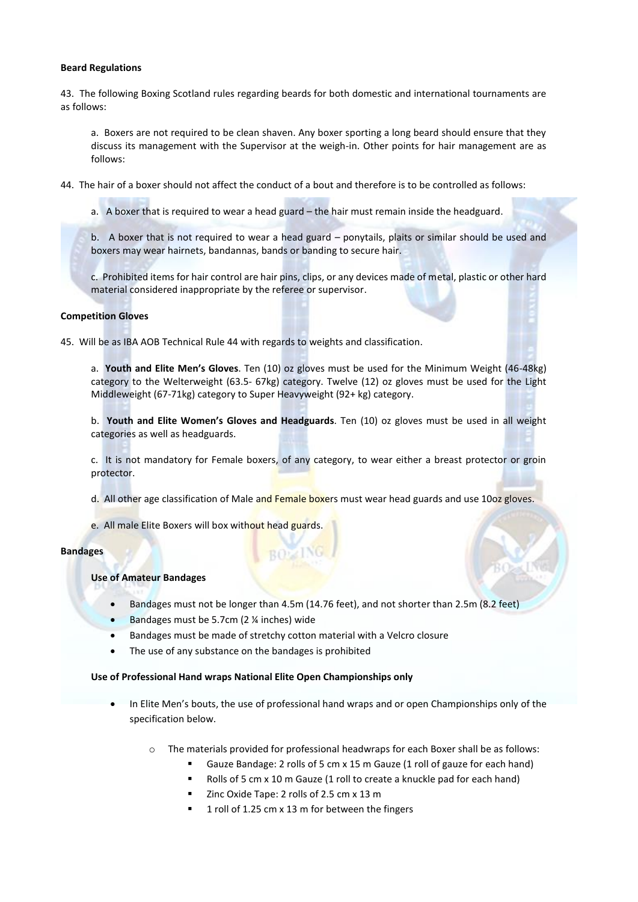**Beard Regulations**

43. The following Boxing Scotland rules regarding beards for both domestic and international tournaments are as follows:

a. Boxers are not required to be clean shaven. Any boxer sporting a long beard should ensure that they discuss its management with the Supervisor at the weigh-in. Other points for hair management are as follows:

44. The hair of a boxer should not affect the conduct of a bout and therefore is to be controlled as follows:

a. A boxer that is required to wear a head guard – the hair must remain inside the headguard.

b. A boxer that is not required to wear a head guard – ponytails, plaits or similar should be used and boxers may wear hairnets, bandannas, bands or banding to secure hair.

c. Prohibited items for hair control are hair pins, clips, or any devices made of metal, plastic or other hard material considered inappropriate by the referee or supervisor.

**Competition Gloves**

45. Will be as IBA AOB Technical Rule 44 with regards to weights and classification.

a. **Youth and Elite Men's Gloves**. Ten (10) oz gloves must be used for the Minimum Weight (46-48kg) category to the Welterweight (63.5- 67kg) category. Twelve (12) oz gloves must be used for the Light Middleweight (67-71kg) category to Super Heavyweight (92+ kg) category.

b. **Youth and Elite Women's Gloves and Headguards**. Ten (10) oz gloves must be used in all weight categories as well as headguards.

c. It is not mandatory for Female boxers, of any category, to wear either a breast protector or groin protector.

d. All other age classification of Male and Female boxers must wear head guards and use 10oz gloves.

e. All male Elite Boxers will box without head guards.

**Bandages**

**Use of Amateur Bandages**

- Bandages must not be longer than 4.5m (14.76 feet), and not shorter than 2.5m (8.2 feet)
- Bandages must be 5.7cm (2 ¼ inches) wide
- Bandages must be made of stretchy cotton material with a Velcro closure
- The use of any substance on the bandages is prohibited

**Use of Professional Hand wraps National Elite Open Championships only**

- In Elite Men's bouts, the use of professional hand wraps and or open Championships only of the specification below.
  - The materials provided for professional headwraps for each Boxer shall be as follows:
    - Gauze Bandage: 2 rolls of 5 cm x 15 m Gauze (1 roll of gauze for each hand)
    - Rolls of 5 cm x 10 m Gauze (1 roll to create a knuckle pad for each hand)
    - Zinc Oxide Tape: 2 rolls of 2.5 cm x 13 m
    - 1 roll of 1.25 cm x 13 m for between the fingers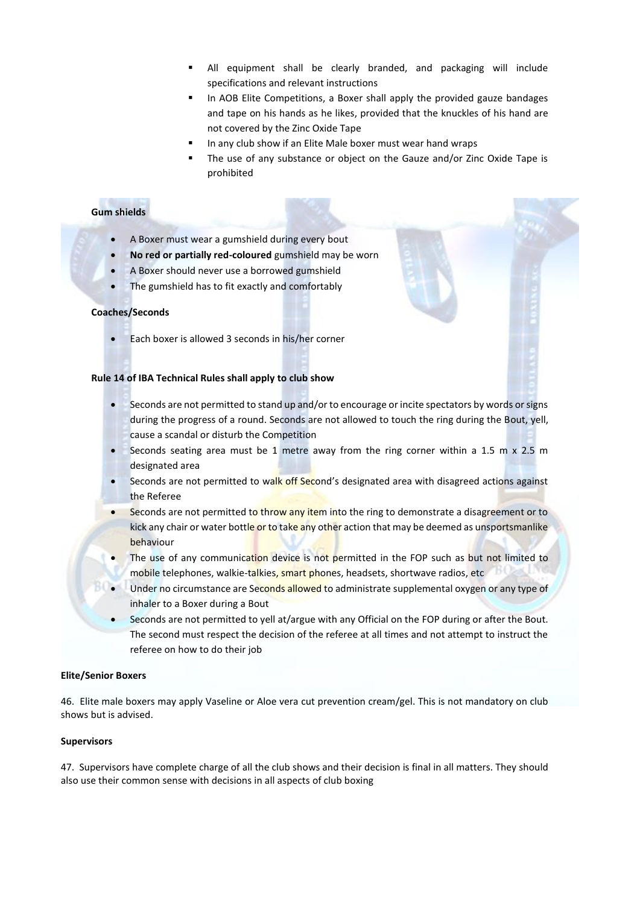- All equipment shall be clearly branded, and packaging will include specifications and relevant instructions
- In AOB Elite Competitions, a Boxer shall apply the provided gauze bandages and tape on his hands as he likes, provided that the knuckles of his hand are not covered by the Zinc Oxide Tape
- In any club show if an Elite Male boxer must wear hand wraps
- The use of any substance or object on the Gauze and/or Zinc Oxide Tape is prohibited

**Gum shields**

- A Boxer must wear a gumshield during every bout
- **No red or partially red-coloured** gumshield may be worn
- A Boxer should never use a borrowed gumshield
- The gumshield has to fit exactly and comfortably

**Coaches/Seconds**

- Each boxer is allowed 3 seconds in his/her corner

**Rule 14 of IBA Technical Rules shall apply to club show**

- Seconds are not permitted to stand up and/or to encourage or incite spectators by words or signs during the progress of a round. Seconds are not allowed to touch the ring during the Bout, yell, cause a scandal or disturb the Competition
- Seconds seating area must be 1 metre away from the ring corner within a 1.5 m x 2.5 m designated area
- Seconds are not permitted to walk off Second's designated area with disagreed actions against the Referee
- Seconds are not permitted to throw any item into the ring to demonstrate a disagreement or to kick any chair or water bottle or to take any other action that may be deemed as unsportsmanlike behaviour
- The use of any communication device is not permitted in the FOP such as but not limited to mobile telephones, walkie-talkies, smart phones, headsets, shortwave radios, etc
- Under no circumstance are Seconds allowed to administrate supplemental oxygen or any type of inhaler to a Boxer during a Bout
- Seconds are not permitted to yell at/argue with any Official on the FOP during or after the Bout. The second must respect the decision of the referee at all times and not attempt to instruct the referee on how to do their job

**Elite/Senior Boxers**

46. Elite male boxers may apply Vaseline or Aloe vera cut prevention cream/gel. This is not mandatory on club shows but is advised.

**Supervisors**

47. Supervisors have complete charge of all the club shows and their decision is final in all matters. They should also use their common sense with decisions in all aspects of club boxing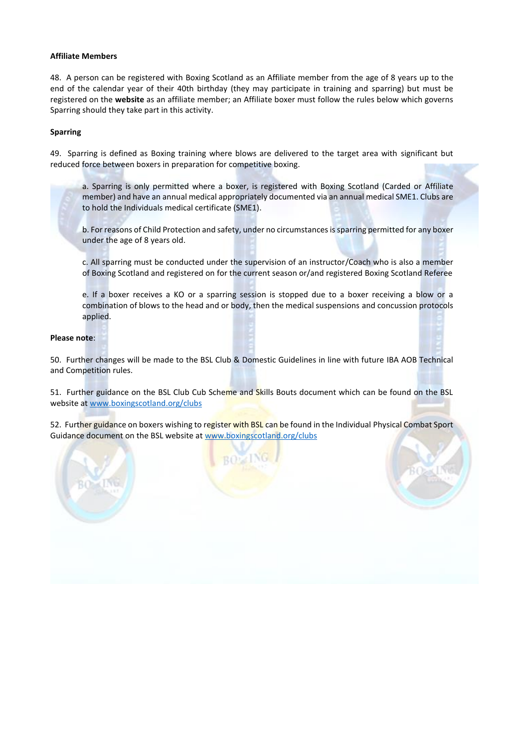**Affiliate Members**

48. A person can be registered with Boxing Scotland as an Affiliate member from the age of 8 years up to the end of the calendar year of their 40th birthday (they may participate in training and sparring) but must be registered on the **website** as an affiliate member; an Affiliate boxer must follow the rules below which governs Sparring should they take part in this activity.

**Sparring**

49. Sparring is defined as Boxing training where blows are delivered to the target area with significant but reduced force between boxers in preparation for competitive boxing.

> a. Sparring is only permitted where a boxer, is registered with Boxing Scotland (Carded or Affiliate member) and have an annual medical appropriately documented via an annual medical SME1. Clubs are to hold the Individuals medical certificate (SME1).
>
> b. For reasons of Child Protection and safety, under no circumstances is sparring permitted for any boxer under the age of 8 years old.
>
> c. All sparring must be conducted under the supervision of an instructor/Coach who is also a member of Boxing Scotland and registered on for the current season or/and registered Boxing Scotland Referee
>
> e. If a boxer receives a KO or a sparring session is stopped due to a boxer receiving a blow or a combination of blows to the head and or body, then the medical suspensions and concussion protocols applied.

**Please note**:

50. Further changes will be made to the BSL Club & Domestic Guidelines in line with future IBA AOB Technical and Competition rules.

51. Further guidance on the BSL Club Cub Scheme and Skills Bouts document which can be found on the BSL website at [www.boxingscotland.org/clubs](www.boxingscotland.org/clubs)

52. Further guidance on boxers wishing to register with BSL can be found in the Individual Physical Combat Sport Guidance document on the BSL website at [www.boxingscotland.org/clubs](www.boxingscotland.org/clubs)